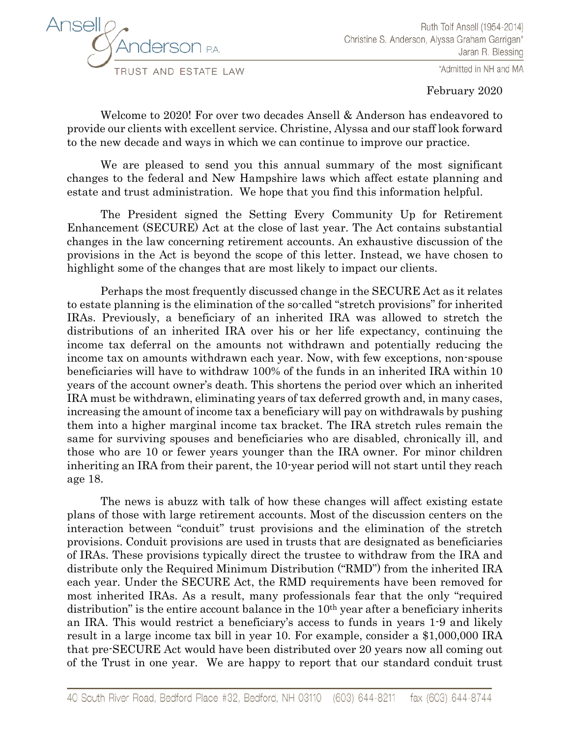Ansell & Anderson P.A.
TRUST AND ESTATE LAW

Ruth Tolf Ansell (1954-2014)
Christine S. Anderson, Alyssa Graham Garrigan*
Jaran R. Blessing

*Admitted in NH and MA

February 2020

Welcome to 2020! For over two decades Ansell & Anderson has endeavored to provide our clients with excellent service. Christine, Alyssa and our staff look forward to the new decade and ways in which we can continue to improve our practice.

We are pleased to send you this annual summary of the most significant changes to the federal and New Hampshire laws which affect estate planning and estate and trust administration. We hope that you find this information helpful.

The President signed the Setting Every Community Up for Retirement Enhancement (SECURE) Act at the close of last year. The Act contains substantial changes in the law concerning retirement accounts. An exhaustive discussion of the provisions in the Act is beyond the scope of this letter. Instead, we have chosen to highlight some of the changes that are most likely to impact our clients.

Perhaps the most frequently discussed change in the SECURE Act as it relates to estate planning is the elimination of the so-called "stretch provisions" for inherited IRAs. Previously, a beneficiary of an inherited IRA was allowed to stretch the distributions of an inherited IRA over his or her life expectancy, continuing the income tax deferral on the amounts not withdrawn and potentially reducing the income tax on amounts withdrawn each year. Now, with few exceptions, non-spouse beneficiaries will have to withdraw 100% of the funds in an inherited IRA within 10 years of the account owner's death. This shortens the period over which an inherited IRA must be withdrawn, eliminating years of tax deferred growth and, in many cases, increasing the amount of income tax a beneficiary will pay on withdrawals by pushing them into a higher marginal income tax bracket. The IRA stretch rules remain the same for surviving spouses and beneficiaries who are disabled, chronically ill, and those who are 10 or fewer years younger than the IRA owner. For minor children inheriting an IRA from their parent, the 10-year period will not start until they reach age 18.

The news is abuzz with talk of how these changes will affect existing estate plans of those with large retirement accounts. Most of the discussion centers on the interaction between "conduit" trust provisions and the elimination of the stretch provisions. Conduit provisions are used in trusts that are designated as beneficiaries of IRAs. These provisions typically direct the trustee to withdraw from the IRA and distribute only the Required Minimum Distribution ("RMD") from the inherited IRA each year. Under the SECURE Act, the RMD requirements have been removed for most inherited IRAs. As a result, many professionals fear that the only "required distribution" is the entire account balance in the 10th year after a beneficiary inherits an IRA. This would restrict a beneficiary's access to funds in years 1-9 and likely result in a large income tax bill in year 10. For example, consider a $1,000,000 IRA that pre-SECURE Act would have been distributed over 20 years now all coming out of the Trust in one year. We are happy to report that our standard conduit trust

40 South River Road, Bedford Place #32, Bedford, NH 03110 (603) 644-8211 fax (603) 644-8744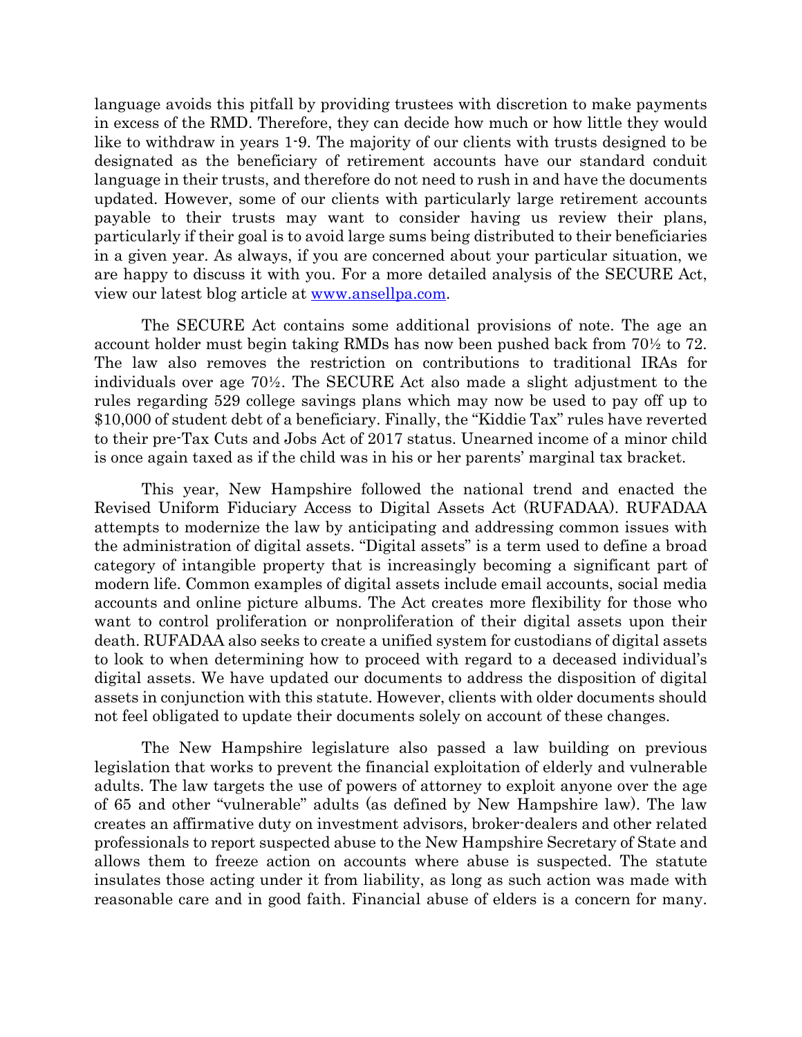language avoids this pitfall by providing trustees with discretion to make payments in excess of the RMD. Therefore, they can decide how much or how little they would like to withdraw in years 1-9. The majority of our clients with trusts designed to be designated as the beneficiary of retirement accounts have our standard conduit language in their trusts, and therefore do not need to rush in and have the documents updated. However, some of our clients with particularly large retirement accounts payable to their trusts may want to consider having us review their plans, particularly if their goal is to avoid large sums being distributed to their beneficiaries in a given year. As always, if you are concerned about your particular situation, we are happy to discuss it with you. For a more detailed analysis of the SECURE Act, view our latest blog article at [www.ansellpa.com](www.ansellpa.com).

The SECURE Act contains some additional provisions of note. The age an account holder must begin taking RMDs has now been pushed back from 70½ to 72. The law also removes the restriction on contributions to traditional IRAs for individuals over age 70½. The SECURE Act also made a slight adjustment to the rules regarding 529 college savings plans which may now be used to pay off up to $10,000 of student debt of a beneficiary. Finally, the "Kiddie Tax" rules have reverted to their pre-Tax Cuts and Jobs Act of 2017 status. Unearned income of a minor child is once again taxed as if the child was in his or her parents' marginal tax bracket.

This year, New Hampshire followed the national trend and enacted the Revised Uniform Fiduciary Access to Digital Assets Act (RUFADAA). RUFADAA attempts to modernize the law by anticipating and addressing common issues with the administration of digital assets. "Digital assets" is a term used to define a broad category of intangible property that is increasingly becoming a significant part of modern life. Common examples of digital assets include email accounts, social media accounts and online picture albums. The Act creates more flexibility for those who want to control proliferation or nonproliferation of their digital assets upon their death. RUFADAA also seeks to create a unified system for custodians of digital assets to look to when determining how to proceed with regard to a deceased individual's digital assets. We have updated our documents to address the disposition of digital assets in conjunction with this statute. However, clients with older documents should not feel obligated to update their documents solely on account of these changes.

The New Hampshire legislature also passed a law building on previous legislation that works to prevent the financial exploitation of elderly and vulnerable adults. The law targets the use of powers of attorney to exploit anyone over the age of 65 and other "vulnerable" adults (as defined by New Hampshire law). The law creates an affirmative duty on investment advisors, broker-dealers and other related professionals to report suspected abuse to the New Hampshire Secretary of State and allows them to freeze action on accounts where abuse is suspected. The statute insulates those acting under it from liability, as long as such action was made with reasonable care and in good faith. Financial abuse of elders is a concern for many.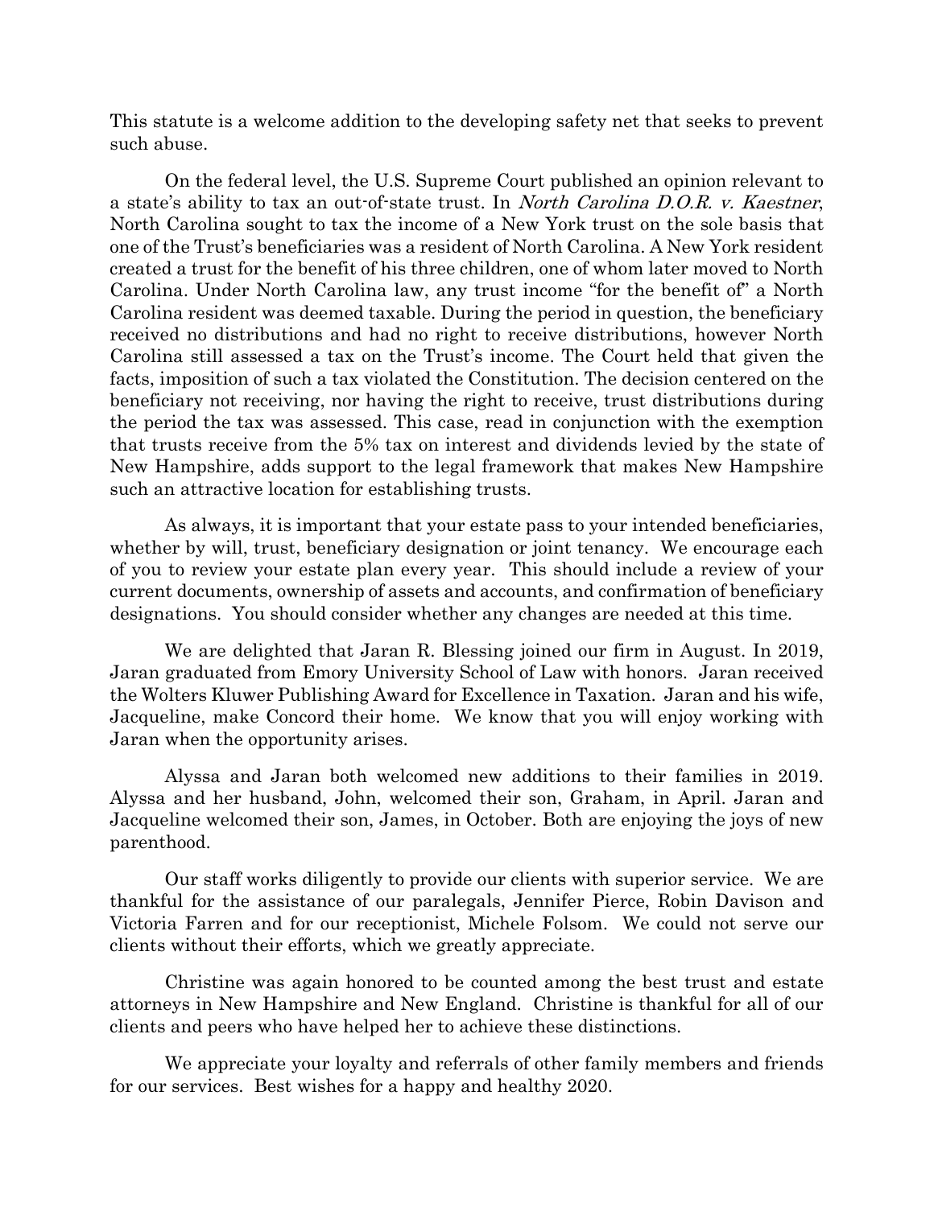This statute is a welcome addition to the developing safety net that seeks to prevent such abuse.

On the federal level, the U.S. Supreme Court published an opinion relevant to a state's ability to tax an out-of-state trust. In *North Carolina D.O.R. v. Kaestner*, North Carolina sought to tax the income of a New York trust on the sole basis that one of the Trust's beneficiaries was a resident of North Carolina. A New York resident created a trust for the benefit of his three children, one of whom later moved to North Carolina. Under North Carolina law, any trust income "for the benefit of" a North Carolina resident was deemed taxable. During the period in question, the beneficiary received no distributions and had no right to receive distributions, however North Carolina still assessed a tax on the Trust's income. The Court held that given the facts, imposition of such a tax violated the Constitution. The decision centered on the beneficiary not receiving, nor having the right to receive, trust distributions during the period the tax was assessed. This case, read in conjunction with the exemption that trusts receive from the 5% tax on interest and dividends levied by the state of New Hampshire, adds support to the legal framework that makes New Hampshire such an attractive location for establishing trusts.

As always, it is important that your estate pass to your intended beneficiaries, whether by will, trust, beneficiary designation or joint tenancy. We encourage each of you to review your estate plan every year. This should include a review of your current documents, ownership of assets and accounts, and confirmation of beneficiary designations. You should consider whether any changes are needed at this time.

We are delighted that Jaran R. Blessing joined our firm in August. In 2019, Jaran graduated from Emory University School of Law with honors. Jaran received the Wolters Kluwer Publishing Award for Excellence in Taxation. Jaran and his wife, Jacqueline, make Concord their home. We know that you will enjoy working with Jaran when the opportunity arises.

Alyssa and Jaran both welcomed new additions to their families in 2019. Alyssa and her husband, John, welcomed their son, Graham, in April. Jaran and Jacqueline welcomed their son, James, in October. Both are enjoying the joys of new parenthood.

Our staff works diligently to provide our clients with superior service. We are thankful for the assistance of our paralegals, Jennifer Pierce, Robin Davison and Victoria Farren and for our receptionist, Michele Folsom. We could not serve our clients without their efforts, which we greatly appreciate.

Christine was again honored to be counted among the best trust and estate attorneys in New Hampshire and New England. Christine is thankful for all of our clients and peers who have helped her to achieve these distinctions.

We appreciate your loyalty and referrals of other family members and friends for our services. Best wishes for a happy and healthy 2020.